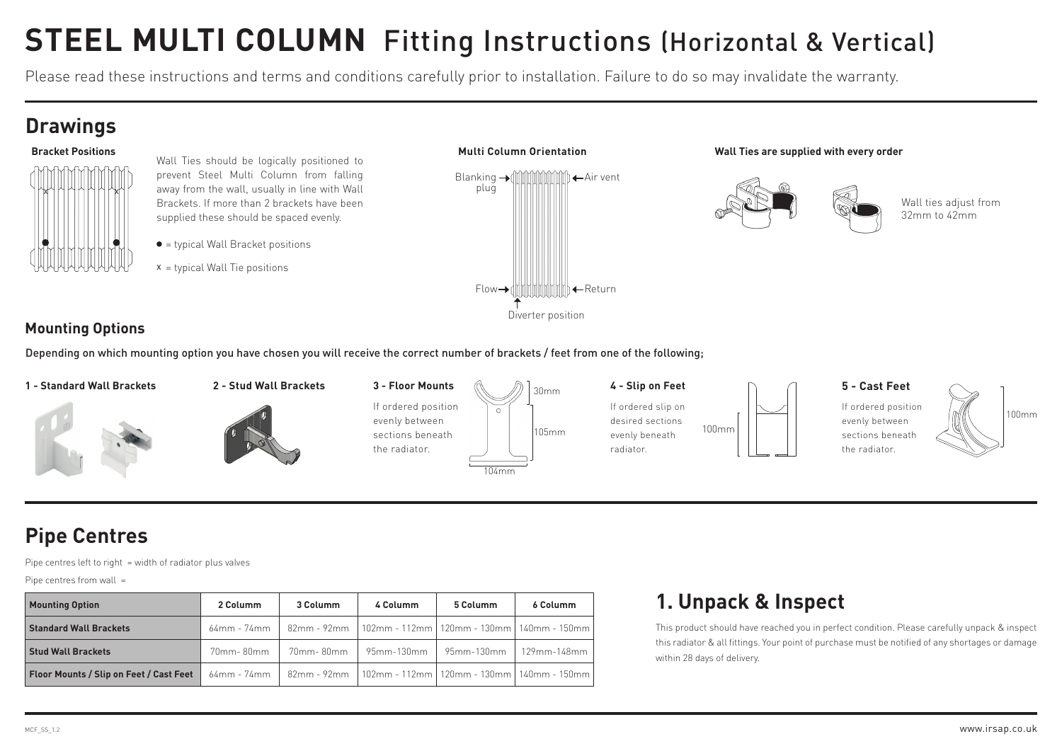# STEEL MULTI COLUMN Fitting Instructions (Horizontal & Vertical)

Please read these instructions and terms and conditions carefully prior to installation. Failure to do so may invalidate the warranty.

## Drawings

**Bracket Positions**

Wall Ties should be logically positioned to prevent Steel Multi Column from falling away from the wall, usually in line with Wall Brackets. If more than 2 brackets have been supplied these should be spaced evenly.

● = typical Wall Bracket positions

x = typical Wall Tie positions

**Multi Column Orientation**

Blanking plug → ← Air vent

Flow → ← Return

Diverter position

**Wall Ties are supplied with every order**

Wall ties adjust from 32mm to 42mm

### Mounting Options

Depending on which mounting option you have chosen you will receive the correct number of brackets / feet from one of the following;

**1 - Standard Wall Brackets**

**2 - Stud Wall Brackets**

**3 - Floor Mounts**

If ordered position evenly between sections beneath the radiator.

30mm, 105mm, 104mm

**4 - Slip on Feet**

If ordered slip on desired sections evenly beneath radiator.

100mm

**5 - Cast Feet**

If ordered position evenly between sections beneath the radiator.

100mm

## Pipe Centres

Pipe centres left to right = width of radiator plus valves

Pipe centres from wall =

| Mounting Option | 2 Columm | 3 Columm | 4 Columm | 5 Columm | 6 Columm |
|---|---|---|---|---|---|
| Standard Wall Brackets | 64mm - 74mm | 82mm - 92mm | 102mm - 112mm | 120mm - 130mm | 140mm - 150mm |
| Stud Wall Brackets | 70mm- 80mm | 70mm- 80mm | 95mm-130mm | 95mm-130mm | 129mm-148mm |
| Floor Mounts / Slip on Feet / Cast Feet | 64mm - 74mm | 82mm - 92mm | 102mm - 112mm | 120mm - 130mm | 140mm - 150mm |

## 1. Unpack & Inspect

This product should have reached you in perfect condition. Please carefully unpack & inspect this radiator & all fittings. Your point of purchase must be notified of any shortages or damage within 28 days of delivery.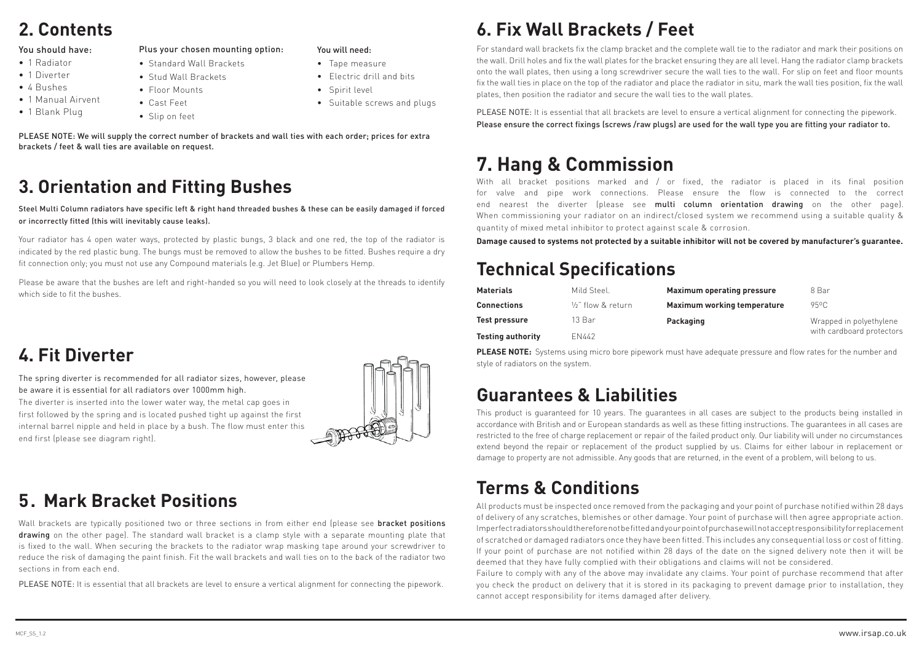## 2. Contents

You should have:

- 1 Radiator
- 1 Diverter
- 4 Bushes
- 1 Manual Airvent
- 1 Blank Plug

Plus your chosen mounting option:

- Standard Wall Brackets
- Stud Wall Brackets
- Floor Mounts
- Cast Feet
- Slip on feet

You will need:

- Tape measure
- Electric drill and bits
- Spirit level
- Suitable screws and plugs

PLEASE NOTE: We will supply the correct number of brackets and wall ties with each order; prices for extra brackets / feet & wall ties are available on request.

## 3. Orientation and Fitting Bushes

Steel Multi Column radiators have specific left & right hand threaded bushes & these can be easily damaged if forced or incorrectly fitted (this will inevitably cause leaks).

Your radiator has 4 open water ways, protected by plastic bungs, 3 black and one red, the top of the radiator is indicated by the red plastic bung. The bungs must be removed to allow the bushes to be fitted. Bushes require a dry fit connection only; you must not use any Compound materials (e.g. Jet Blue) or Plumbers Hemp.

Please be aware that the bushes are left and right-handed so you will need to look closely at the threads to identify which side to fit the bushes.

## 4. Fit Diverter

The spring diverter is recommended for all radiator sizes, however, please be aware it is essential for all radiators over 1000mm high.

The diverter is inserted into the lower water way, the metal cap goes in first followed by the spring and is located pushed tight up against the first internal barrel nipple and held in place by a bush. The flow must enter this end first (please see diagram right).

## 5. Mark Bracket Positions

Wall brackets are typically positioned two or three sections in from either end (please see **bracket positions drawing** on the other page). The standard wall bracket is a clamp style with a separate mounting plate that is fixed to the wall. When securing the brackets to the radiator wrap masking tape around your screwdriver to reduce the risk of damaging the paint finish. Fit the wall brackets and wall ties on to the back of the radiator two sections in from each end.

PLEASE NOTE: It is essential that all brackets are level to ensure a vertical alignment for connecting the pipework.

## 6. Fix Wall Brackets / Feet

For standard wall brackets fix the clamp bracket and the complete wall tie to the radiator and mark their positions on the wall. Drill holes and fix the wall plates for the bracket ensuring they are all level. Hang the radiator clamp brackets onto the wall plates, then using a long screwdriver secure the wall ties to the wall. For slip on feet and floor mounts fix the wall ties in place on the top of the radiator and place the radiator in situ, mark the wall ties position, fix the wall plates, then position the radiator and secure the wall ties to the wall plates.

PLEASE NOTE: It is essential that all brackets are level to ensure a vertical alignment for connecting the pipework.
Please ensure the correct fixings (screws /raw plugs) are used for the wall type you are fitting your radiator to.

## 7. Hang & Commission

With all bracket positions marked and / or fixed, the radiator is placed in its final position for valve and pipe work connections. Please ensure the flow is connected to the correct end nearest the diverter (please see **multi column orientation drawing** on the other page). When commissioning your radiator on an indirect/closed system we recommend using a suitable quality & quantity of mixed metal inhibitor to protect against scale & corrosion.

**Damage caused to systems not protected by a suitable inhibitor will not be covered by manufacturer's guarantee.**

## Technical Specifications

| | | | |
|---|---|---|---|
| **Materials** | Mild Steel. | **Maximum operating pressure** | 8 Bar |
| **Connections** | ½" flow & return | **Maximum working temperature** | 95ºC |
| **Test pressure** | 13 Bar | **Packaging** | Wrapped in polyethylene with cardboard protectors |
| **Testing authority** | EN442 | | |

**PLEASE NOTE:** Systems using micro bore pipework must have adequate pressure and flow rates for the number and style of radiators on the system.

## Guarantees & Liabilities

This product is guaranteed for 10 years. The guarantees in all cases are subject to the products being installed in accordance with British and or European standards as well as these fitting instructions. The guarantees in all cases are restricted to the free of charge replacement or repair of the failed product only. Our liability will under no circumstances extend beyond the repair or replacement of the product supplied by us. Claims for either labour in replacement or damage to property are not admissible. Any goods that are returned, in the event of a problem, will belong to us.

## Terms & Conditions

All products must be inspected once removed from the packaging and your point of purchase notified within 28 days of delivery of any scratches, blemishes or other damage. Your point of purchase will then agree appropriate action. Imperfect radiators should therefore not be fitted and your point of purchase will not accept responsibility for replacement of scratched or damaged radiators once they have been fitted. This includes any consequential loss or cost of fitting. If your point of purchase are not notified within 28 days of the date on the signed delivery note then it will be deemed that they have fully complied with their obligations and claims will not be considered.

Failure to comply with any of the above may invalidate any claims. Your point of purchase recommend that after you check the product on delivery that it is stored in its packaging to prevent damage prior to installation, they cannot accept responsibility for items damaged after delivery.

MCF_SS_1.2

www.irsap.co.uk